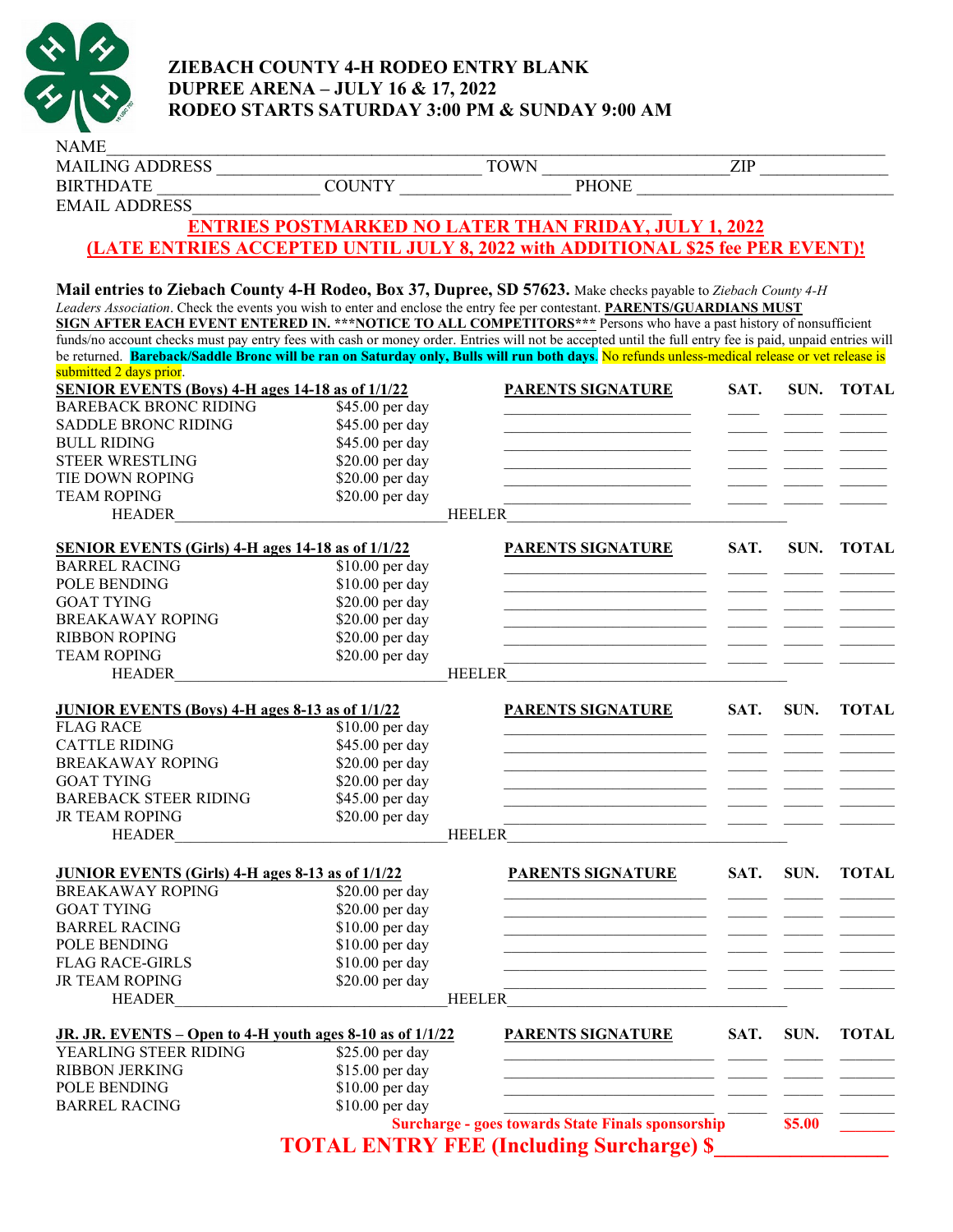# ZIEBACH COUNTY 4-H RODEO ENTRY BLANK
## DUPREE ARENA – JULY 16 & 17, 2022
## RODEO STARTS SATURDAY 3:00 PM & SUNDAY 9:00 AM

NAME_______________________________________________________________________________

MAILING ADDRESS ____________________________ TOWN ____________________ ZIP ______________

BIRTHDATE _________________ COUNTY __________________ PHONE ___________________________

EMAIL ADDRESS____________________________________________________

**ENTRIES POSTMARKED NO LATER THAN FRIDAY, JULY 1, 2022**

**(LATE ENTRIES ACCEPTED UNTIL JULY 8, 2022 with ADDITIONAL $25 fee PER EVENT)!**

**Mail entries to Ziebach County 4-H Rodeo, Box 37, Dupree, SD 57623.** Make checks payable to *Ziebach County 4-H Leaders Association*. Check the events you wish to enter and enclose the entry fee per contestant. **PARENTS/GUARDIANS MUST SIGN AFTER EACH EVENT ENTERED IN. ***NOTICE TO ALL COMPETITORS***** Persons who have a past history of nonsufficient funds/no account checks must pay entry fees with cash or money order. Entries will not be accepted until the full entry fee is paid, unpaid entries will be returned. **Bareback/Saddle Bronc will be ran on Saturday only, Bulls will run both days**. No refunds unless-medical release or vet release is submitted 2 days prior.

| SENIOR EVENTS (Boys) 4-H ages 14-18 as of 1/1/22 | | PARENTS SIGNATURE | SAT. | SUN. | TOTAL |
|---|---|---|---|---|---|
| BAREBACK BRONC RIDING | $45.00 per day | | | | |
| SADDLE BRONC RIDING | $45.00 per day | | | | |
| BULL RIDING | $45.00 per day | | | | |
| STEER WRESTLING | $20.00 per day | | | | |
| TIE DOWN ROPING | $20.00 per day | | | | |
| TEAM ROPING | $20.00 per day | | | | |
| HEADER______ | | HEELER______ | | | |

| SENIOR EVENTS (Girls) 4-H ages 14-18 as of 1/1/22 | | PARENTS SIGNATURE | SAT. | SUN. | TOTAL |
|---|---|---|---|---|---|
| BARREL RACING | $10.00 per day | | | | |
| POLE BENDING | $10.00 per day | | | | |
| GOAT TYING | $20.00 per day | | | | |
| BREAKAWAY ROPING | $20.00 per day | | | | |
| RIBBON ROPING | $20.00 per day | | | | |
| TEAM ROPING | $20.00 per day | | | | |
| HEADER______ | | HEELER______ | | | |

| JUNIOR EVENTS (Boys) 4-H ages 8-13 as of 1/1/22 | | PARENTS SIGNATURE | SAT. | SUN. | TOTAL |
|---|---|---|---|---|---|
| FLAG RACE | $10.00 per day | | | | |
| CATTLE RIDING | $45.00 per day | | | | |
| BREAKAWAY ROPING | $20.00 per day | | | | |
| GOAT TYING | $20.00 per day | | | | |
| BAREBACK STEER RIDING | $45.00 per day | | | | |
| JR TEAM ROPING | $20.00 per day | | | | |
| HEADER______ | | HEELER______ | | | |

| JUNIOR EVENTS (Girls) 4-H ages 8-13 as of 1/1/22 | | PARENTS SIGNATURE | SAT. | SUN. | TOTAL |
|---|---|---|---|---|---|
| BREAKAWAY ROPING | $20.00 per day | | | | |
| GOAT TYING | $20.00 per day | | | | |
| BARREL RACING | $10.00 per day | | | | |
| POLE BENDING | $10.00 per day | | | | |
| FLAG RACE-GIRLS | $10.00 per day | | | | |
| JR TEAM ROPING | $20.00 per day | | | | |
| HEADER______ | | HEELER______ | | | |

| JR. JR. EVENTS – Open to 4-H youth ages 8-10 as of 1/1/22 | | PARENTS SIGNATURE | SAT. | SUN. | TOTAL |
|---|---|---|---|---|---|
| YEARLING STEER RIDING | $25.00 per day | | | | |
| RIBBON JERKING | $15.00 per day | | | | |
| POLE BENDING | $10.00 per day | | | | |
| BARREL RACING | $10.00 per day | | | | |
| | | **Surcharge - goes towards State Finals sponsorship** | | **$5.00** | |

**TOTAL ENTRY FEE (Including Surcharge) $________________**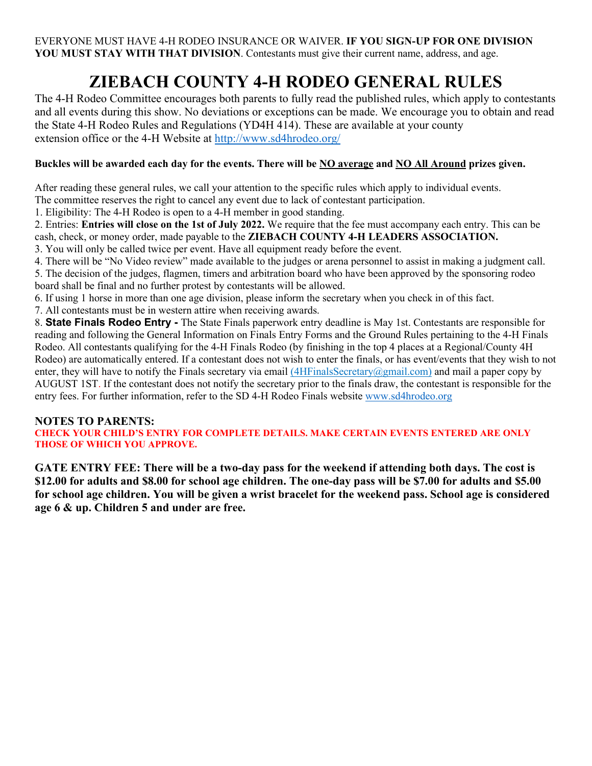EVERYONE MUST HAVE 4-H RODEO INSURANCE OR WAIVER. **IF YOU SIGN-UP FOR ONE DIVISION YOU MUST STAY WITH THAT DIVISION**. Contestants must give their current name, address, and age.

# ZIEBACH COUNTY 4-H RODEO GENERAL RULES

The 4-H Rodeo Committee encourages both parents to fully read the published rules, which apply to contestants and all events during this show. No deviations or exceptions can be made. We encourage you to obtain and read the State 4-H Rodeo Rules and Regulations (YD4H 414). These are available at your county extension office or the 4-H Website at http://www.sd4hrodeo.org/

**Buckles will be awarded each day for the events. There will be NO average and NO All Around prizes given.**

After reading these general rules, we call your attention to the specific rules which apply to individual events.
The committee reserves the right to cancel any event due to lack of contestant participation.

1. Eligibility: The 4-H Rodeo is open to a 4-H member in good standing.
2. Entries: **Entries will close on the 1st of July 2022.** We require that the fee must accompany each entry. This can be cash, check, or money order, made payable to the **ZIEBACH COUNTY 4-H LEADERS ASSOCIATION.**
3. You will only be called twice per event. Have all equipment ready before the event.
4. There will be "No Video review" made available to the judges or arena personnel to assist in making a judgment call.
5. The decision of the judges, flagmen, timers and arbitration board who have been approved by the sponsoring rodeo board shall be final and no further protest by contestants will be allowed.
6. If using 1 horse in more than one age division, please inform the secretary when you check in of this fact.
7. All contestants must be in western attire when receiving awards.
8. **State Finals Rodeo Entry -** The State Finals paperwork entry deadline is May 1st. Contestants are responsible for reading and following the General Information on Finals Entry Forms and the Ground Rules pertaining to the 4-H Finals Rodeo. All contestants qualifying for the 4-H Finals Rodeo (by finishing in the top 4 places at a Regional/County 4H Rodeo) are automatically entered. If a contestant does not wish to enter the finals, or has event/events that they wish to not enter, they will have to notify the Finals secretary via email (4HFinalsSecretary@gmail.com) and mail a paper copy by AUGUST 1ST. If the contestant does not notify the secretary prior to the finals draw, the contestant is responsible for the entry fees. For further information, refer to the SD 4-H Rodeo Finals website www.sd4hrodeo.org

## NOTES TO PARENTS:

**CHECK YOUR CHILD'S ENTRY FOR COMPLETE DETAILS. MAKE CERTAIN EVENTS ENTERED ARE ONLY THOSE OF WHICH YOU APPROVE.**

**GATE ENTRY FEE: There will be a two-day pass for the weekend if attending both days. The cost is $12.00 for adults and $8.00 for school age children. The one-day pass will be $7.00 for adults and $5.00 for school age children. You will be given a wrist bracelet for the weekend pass. School age is considered age 6 & up. Children 5 and under are free.**